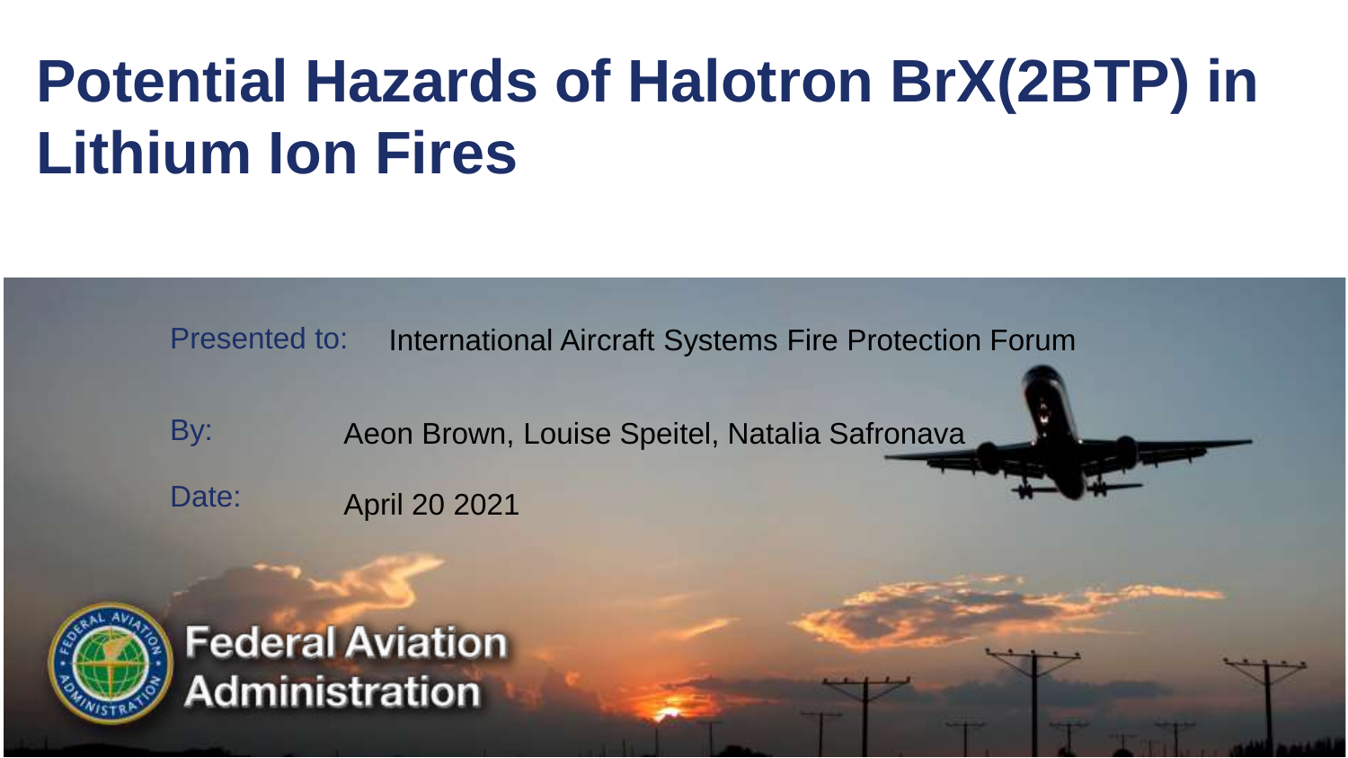# Potential Hazards of Halotron BrX(2BTP) in Lithium Ion Fires

Presented to: International Aircraft Systems Fire Protection Forum

By: Aeon Brown, Louise Speitel, Natalia Safronava

Date: April 20 2021

Federal Aviation Administration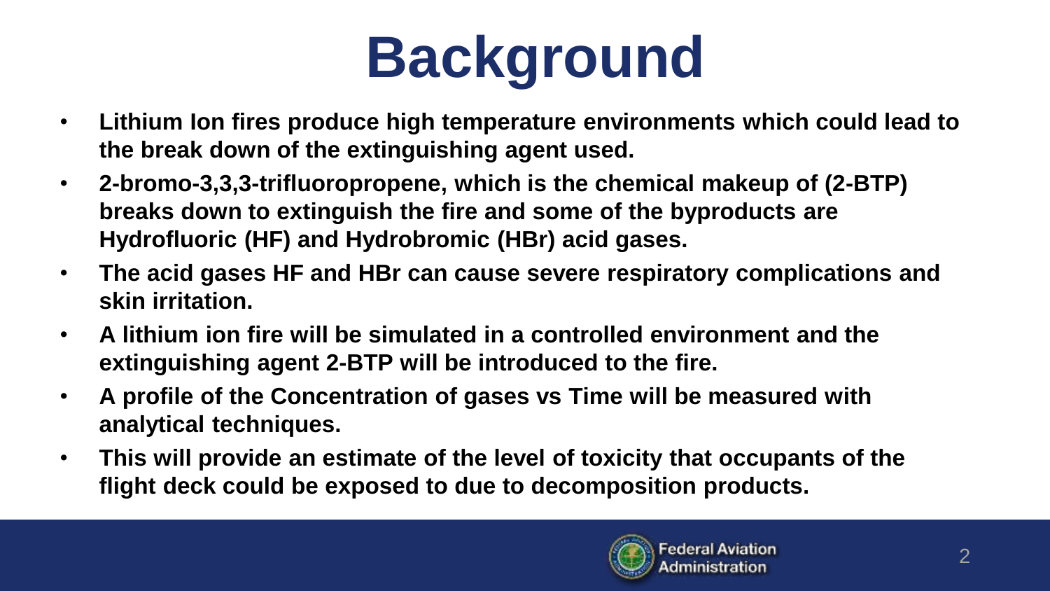# Background

- **Lithium Ion fires produce high temperature environments which could lead to the break down of the extinguishing agent used.**
- **2-bromo-3,3,3-trifluoropropene, which is the chemical makeup of (2-BTP) breaks down to extinguish the fire and some of the byproducts are Hydrofluoric (HF) and Hydrobromic (HBr) acid gases.**
- **The acid gases HF and HBr can cause severe respiratory complications and skin irritation.**
- **A lithium ion fire will be simulated in a controlled environment and the extinguishing agent 2-BTP will be introduced to the fire.**
- **A profile of the Concentration of gases vs Time will be measured with analytical techniques.**
- **This will provide an estimate of the level of toxicity that occupants of the flight deck could be exposed to due to decomposition products.**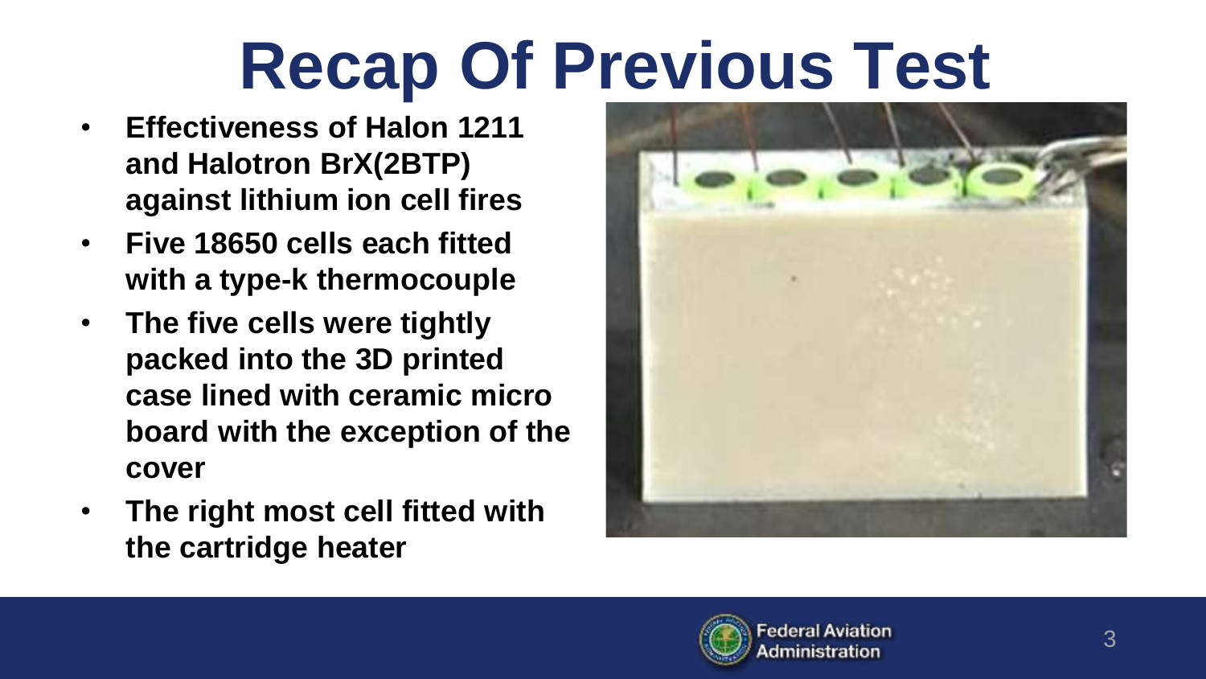# Recap Of Previous Test

- **Effectiveness of Halon 1211 and Halotron BrX(2BTP) against lithium ion cell fires**
- **Five 18650 cells each fitted with a type-k thermocouple**
- **The five cells were tightly packed into the 3D printed case lined with ceramic micro board with the exception of the cover**
- **The right most cell fitted with the cartridge heater**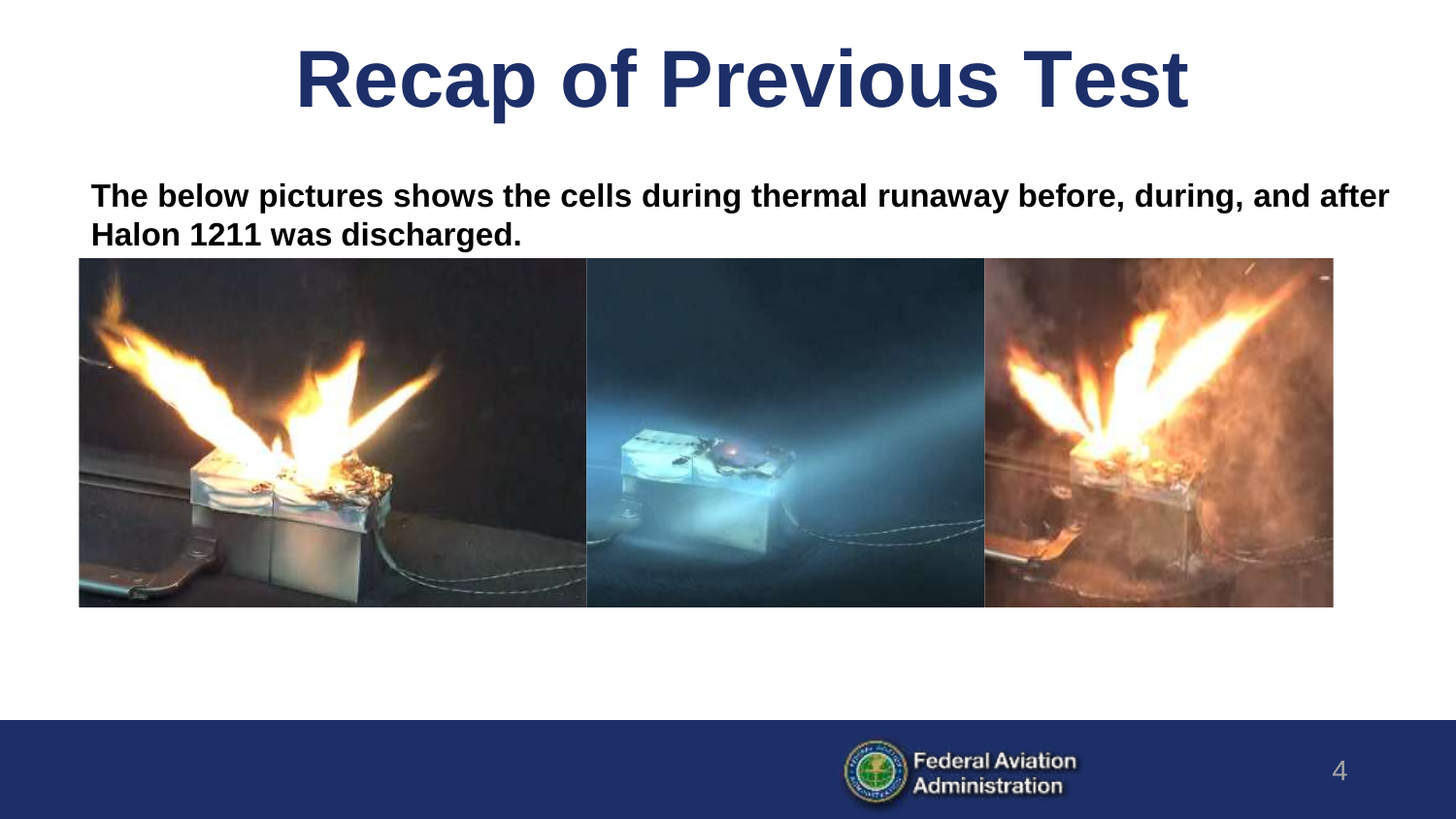# Recap of Previous Test

**The below pictures shows the cells during thermal runaway before, during, and after Halon 1211 was discharged.**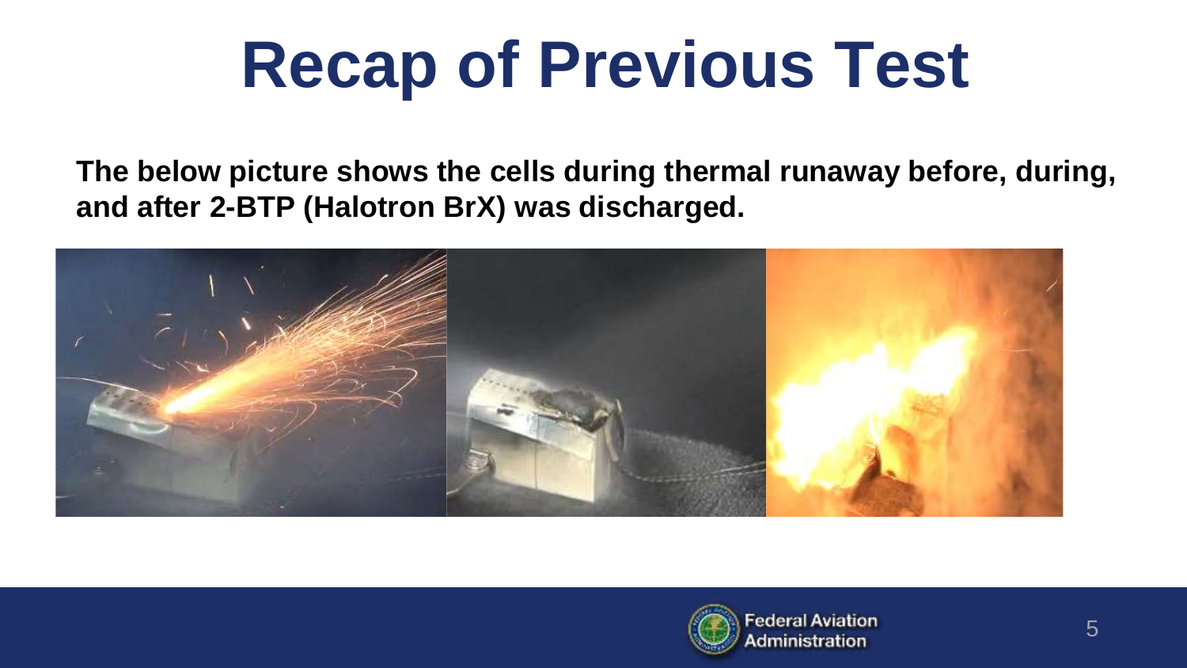# Recap of Previous Test

**The below picture shows the cells during thermal runaway before, during, and after 2-BTP (Halotron BrX) was discharged.**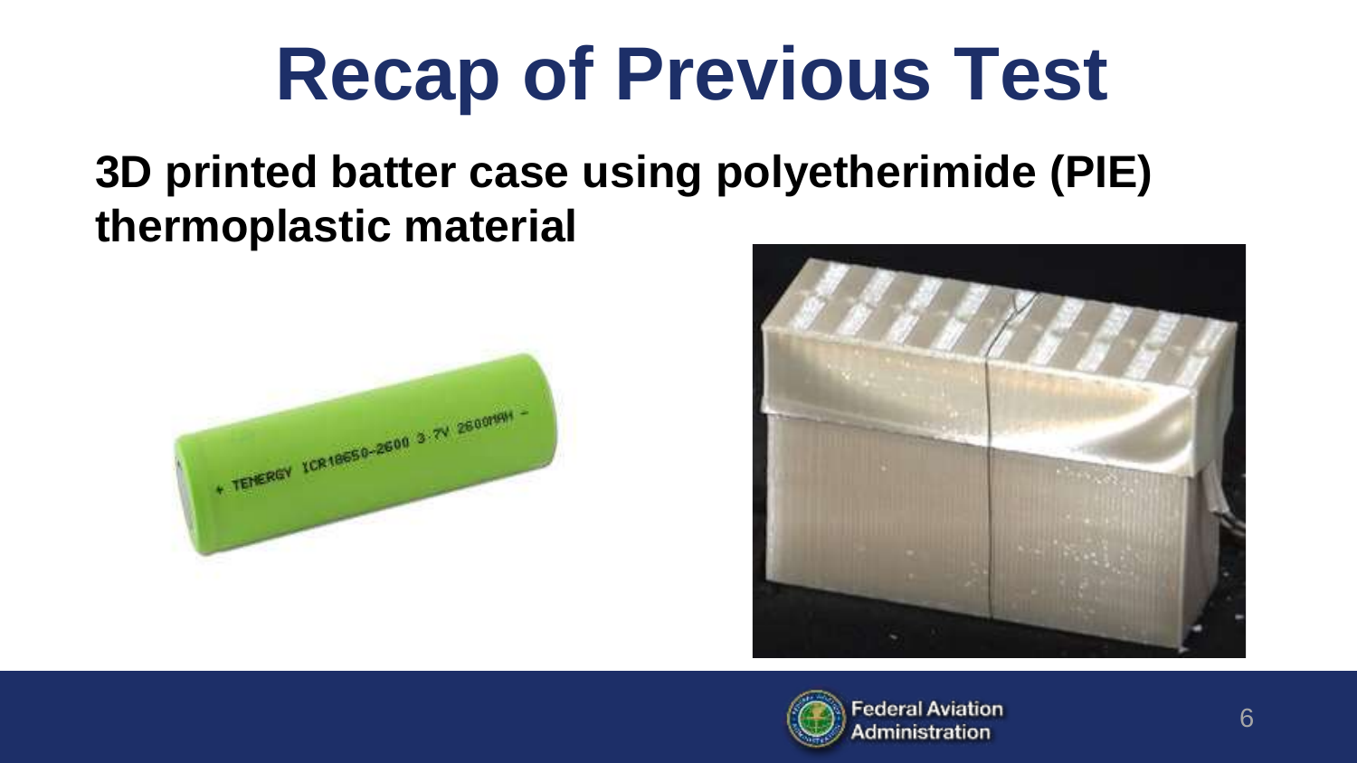# Recap of Previous Test

**3D printed batter case using polyetherimide (PIE) thermoplastic material**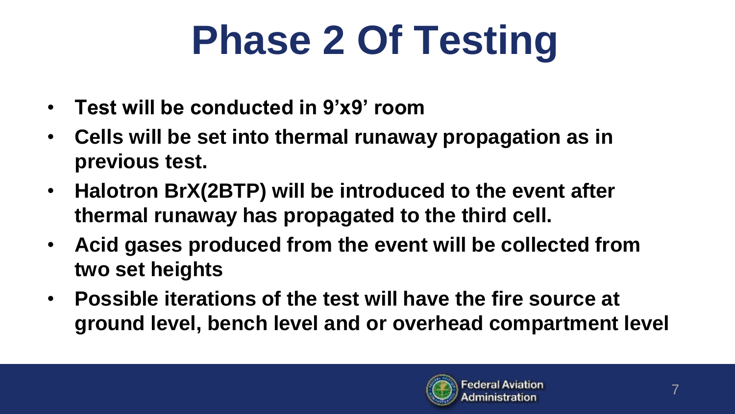# Phase 2 Of Testing

- **Test will be conducted in 9'x9' room**
- **Cells will be set into thermal runaway propagation as in previous test.**
- **Halotron BrX(2BTP) will be introduced to the event after thermal runaway has propagated to the third cell.**
- **Acid gases produced from the event will be collected from two set heights**
- **Possible iterations of the test will have the fire source at ground level, bench level and or overhead compartment level**